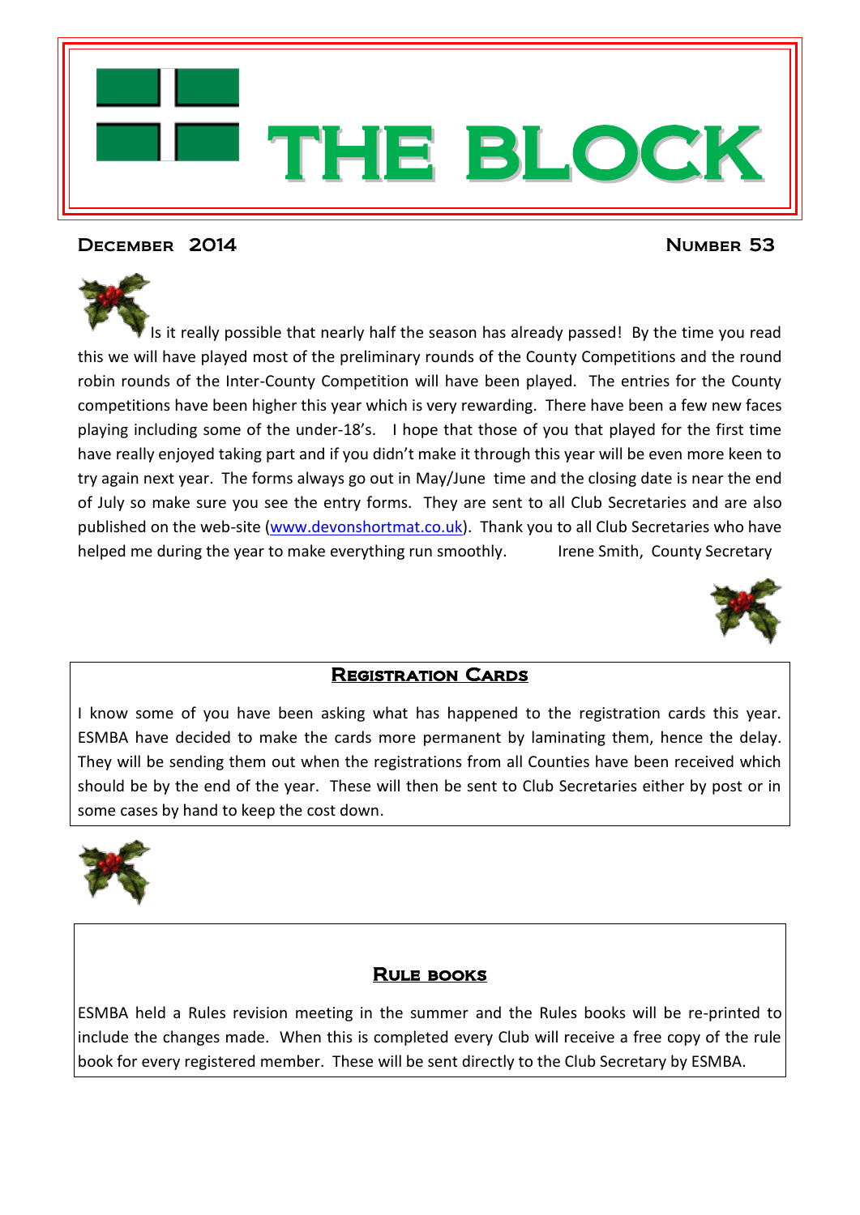# THE BLOCK

**DECEMBER 2014** **NUMBER 53**

Is it really possible that nearly half the season has already passed! By the time you read this we will have played most of the preliminary rounds of the County Competitions and the round robin rounds of the Inter-County Competition will have been played. The entries for the County competitions have been higher this year which is very rewarding. There have been a few new faces playing including some of the under-18's. I hope that those of you that played for the first time have really enjoyed taking part and if you didn't make it through this year will be even more keen to try again next year. The forms always go out in May/June time and the closing date is near the end of July so make sure you see the entry forms. They are sent to all Club Secretaries and are also published on the web-site (www.devonshortmat.co.uk). Thank you to all Club Secretaries who have helped me during the year to make everything run smoothly. Irene Smith, County Secretary

## REGISTRATION CARDS

I know some of you have been asking what has happened to the registration cards this year. ESMBA have decided to make the cards more permanent by laminating them, hence the delay. They will be sending them out when the registrations from all Counties have been received which should be by the end of the year. These will then be sent to Club Secretaries either by post or in some cases by hand to keep the cost down.

## RULE BOOKS

ESMBA held a Rules revision meeting in the summer and the Rules books will be re-printed to include the changes made. When this is completed every Club will receive a free copy of the rule book for every registered member. These will be sent directly to the Club Secretary by ESMBA.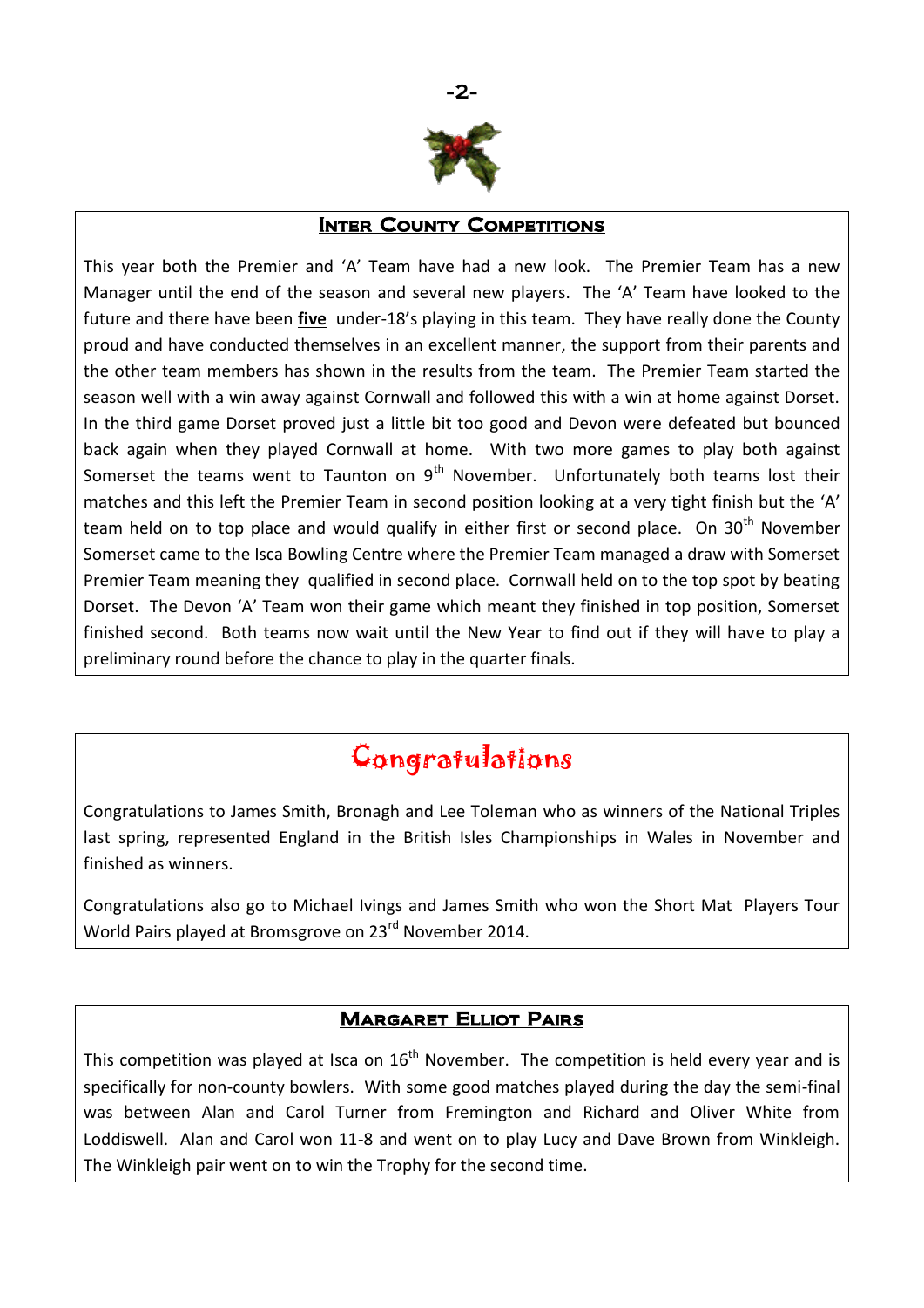## INTER COUNTY COMPETITIONS

This year both the Premier and 'A' Team have had a new look. The Premier Team has a new Manager until the end of the season and several new players. The 'A' Team have looked to the future and there have been **five** under-18's playing in this team. They have really done the County proud and have conducted themselves in an excellent manner, the support from their parents and the other team members has shown in the results from the team. The Premier Team started the season well with a win away against Cornwall and followed this with a win at home against Dorset. In the third game Dorset proved just a little bit too good and Devon were defeated but bounced back again when they played Cornwall at home. With two more games to play both against Somerset the teams went to Taunton on 9th November. Unfortunately both teams lost their matches and this left the Premier Team in second position looking at a very tight finish but the 'A' team held on to top place and would qualify in either first or second place. On 30th November Somerset came to the Isca Bowling Centre where the Premier Team managed a draw with Somerset Premier Team meaning they qualified in second place. Cornwall held on to the top spot by beating Dorset. The Devon 'A' Team won their game which meant they finished in top position, Somerset finished second. Both teams now wait until the New Year to find out if they will have to play a preliminary round before the chance to play in the quarter finals.

## Congratulations

Congratulations to James Smith, Bronagh and Lee Toleman who as winners of the National Triples last spring, represented England in the British Isles Championships in Wales in November and finished as winners.

Congratulations also go to Michael Ivings and James Smith who won the Short Mat Players Tour World Pairs played at Bromsgrove on 23rd November 2014.

## MARGARET ELLIOT PAIRS

This competition was played at Isca on 16th November. The competition is held every year and is specifically for non-county bowlers. With some good matches played during the day the semi-final was between Alan and Carol Turner from Fremington and Richard and Oliver White from Loddiswell. Alan and Carol won 11-8 and went on to play Lucy and Dave Brown from Winkleigh. The Winkleigh pair went on to win the Trophy for the second time.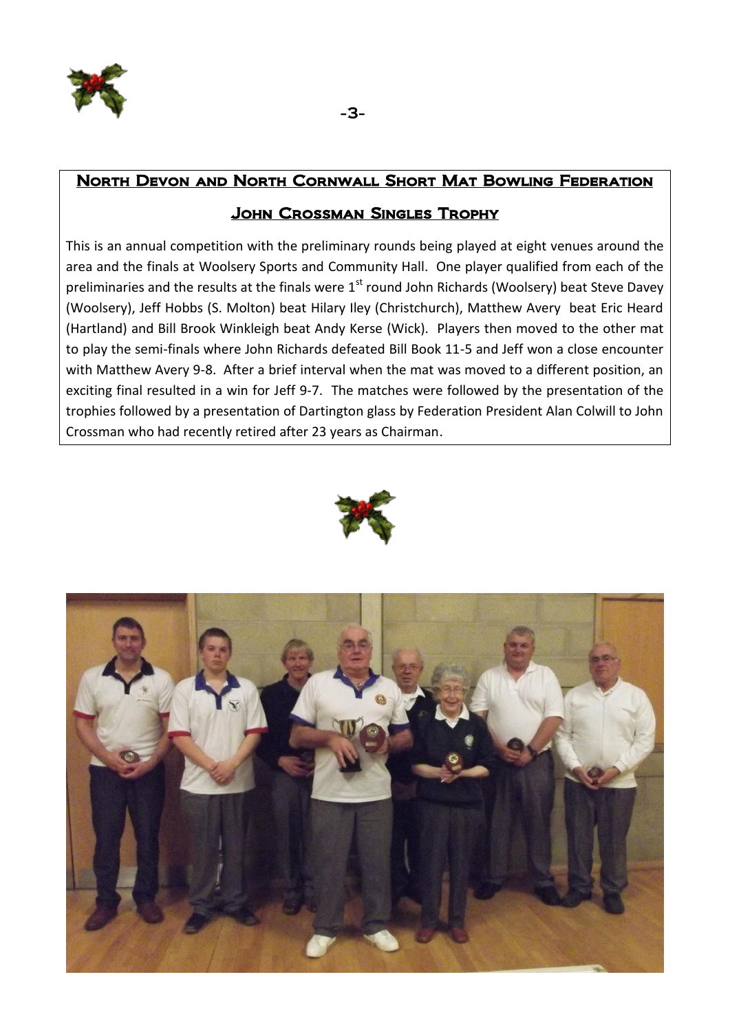## North Devon and North Cornwall Short Mat Bowling Federation

### John Crossman Singles Trophy

This is an annual competition with the preliminary rounds being played at eight venues around the area and the finals at Woolsery Sports and Community Hall. One player qualified from each of the preliminaries and the results at the finals were 1st round John Richards (Woolsery) beat Steve Davey (Woolsery), Jeff Hobbs (S. Molton) beat Hilary Iley (Christchurch), Matthew Avery beat Eric Heard (Hartland) and Bill Brook Winkleigh beat Andy Kerse (Wick). Players then moved to the other mat to play the semi-finals where John Richards defeated Bill Book 11-5 and Jeff won a close encounter with Matthew Avery 9-8. After a brief interval when the mat was moved to a different position, an exciting final resulted in a win for Jeff 9-7. The matches were followed by the presentation of the trophies followed by a presentation of Dartington glass by Federation President Alan Colwill to John Crossman who had recently retired after 23 years as Chairman.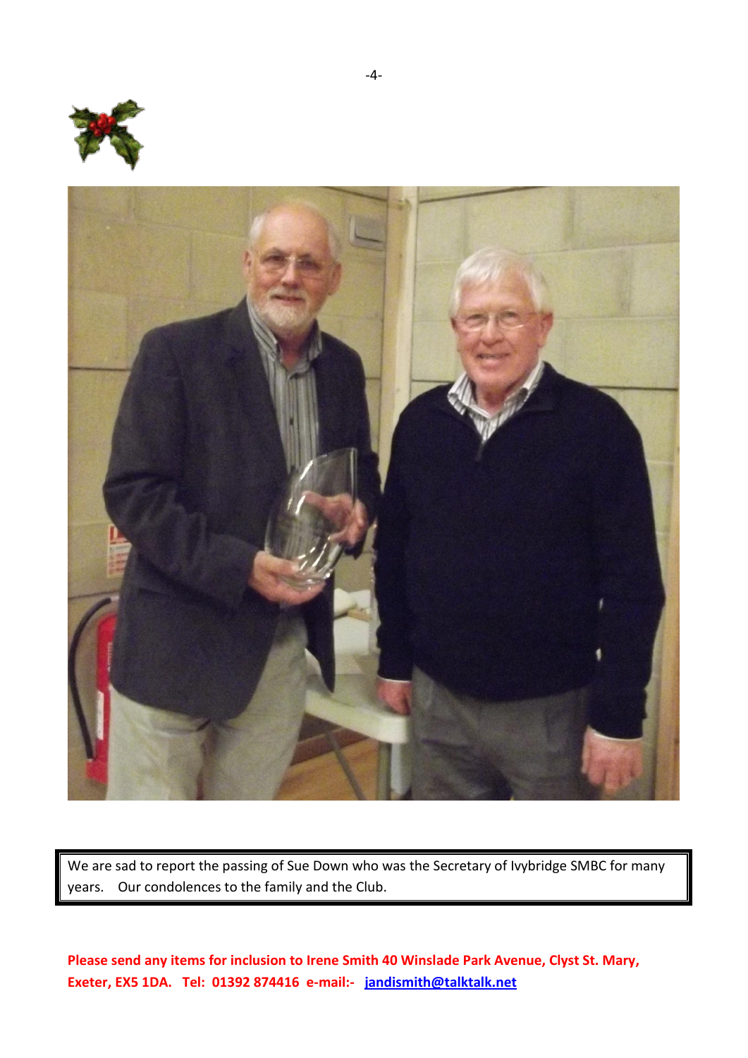We are sad to report the passing of Sue Down who was the Secretary of Ivybridge SMBC for many years. Our condolences to the family and the Club.

**Please send any items for inclusion to Irene Smith 40 Winslade Park Avenue, Clyst St. Mary, Exeter, EX5 1DA. Tel: 01392 874416 e-mail:- jandismith@talktalk.net**